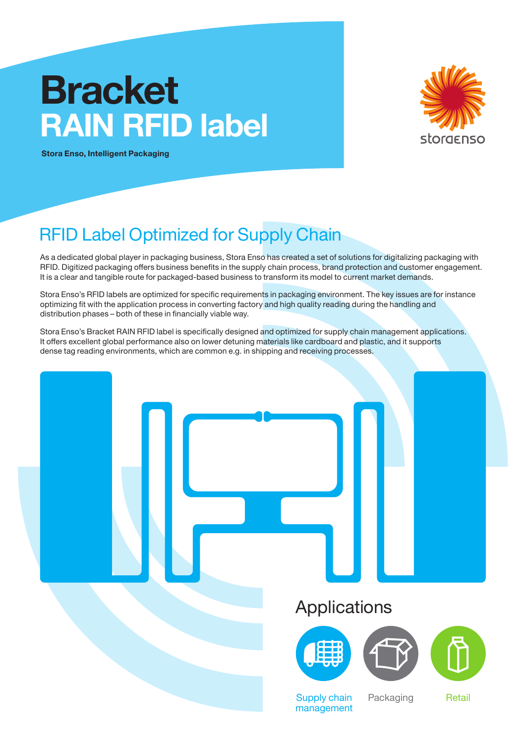# Bracket RAIN RFID label

**Stora Enso, Intelligent Packaging**

storaenso

## RFID Label Optimized for Supply Chain

As a dedicated global player in packaging business, Stora Enso has created a set of solutions for digitalizing packaging with RFID. Digitized packaging offers business benefits in the supply chain process, brand protection and customer engagement. It is a clear and tangible route for packaged-based business to transform its model to current market demands.

Stora Enso's RFID labels are optimized for specific requirements in packaging environment. The key issues are for instance optimizing fit with the application process in converting factory and high quality reading during the handling and distribution phases – both of these in financially viable way.

Stora Enso's Bracket RAIN RFID label is specifically designed and optimized for supply chain management applications. It offers excellent global performance also on lower detuning materials like cardboard and plastic, and it supports dense tag reading environments, which are common e.g. in shipping and receiving processes.

## Applications

- Supply chain management
- Packaging
- Retail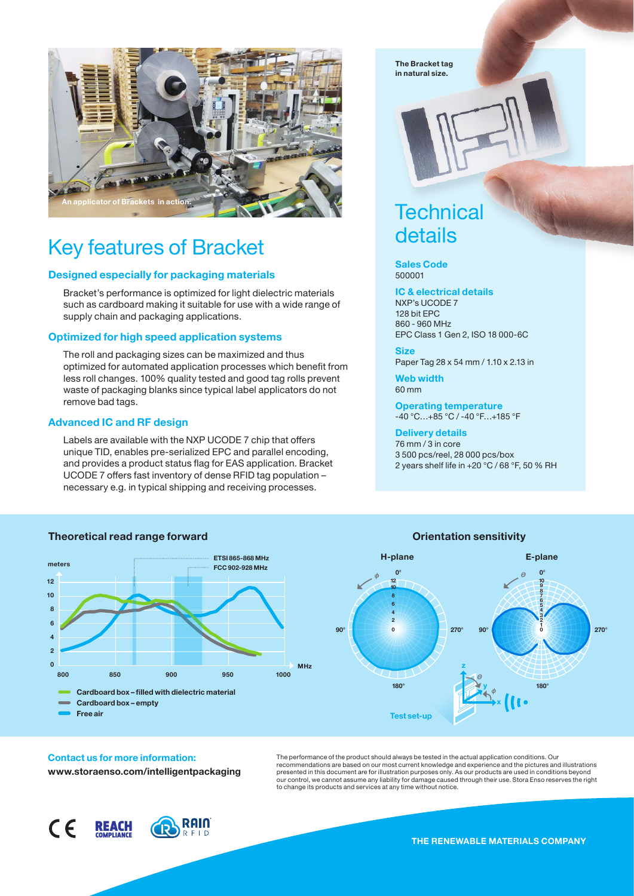An applicator of Brackets in action.

# Key features of Bracket

### Designed especially for packaging materials

Bracket's performance is optimized for light dielectric materials such as cardboard making it suitable for use with a wide range of supply chain and packaging applications.

### Optimized for high speed application systems

The roll and packaging sizes can be maximized and thus optimized for automated application processes which benefit from less roll changes. 100% quality tested and good tag rolls prevent waste of packaging blanks since typical label applicators do not remove bad tags.

### Advanced IC and RF design

Labels are available with the NXP UCODE 7 chip that offers unique TID, enables pre-serialized EPC and parallel encoding, and provides a product status flag for EAS application. Bracket UCODE 7 offers fast inventory of dense RFID tag population – necessary e.g. in typical shipping and receiving processes.

**The Bracket tag in natural size.**

# Technical details

**Sales Code**
500001

**IC & electrical details**
NXP's UCODE 7
128 bit EPC
860 - 960 MHz
EPC Class 1 Gen 2, ISO 18 000-6C

**Size**
Paper Tag 28 x 54 mm / 1.10 x 2.13 in

**Web width**
60 mm

**Operating temperature**
-40 °C…+85 °C / -40 °F…+185 °F

**Delivery details**
76 mm / 3 in core
3 500 pcs/reel, 28 000 pcs/box
2 years shelf life in +20 °C / 68 °F, 50 % RH

### Theoretical read range forward

meters
12
10
8
6
4
2
0
800
850
900
950
1000
MHz
ETSI 865-868 MHz
FCC 902-928 MHz

Cardboard box – filled with dielectric material
Cardboard box – empty
Free air

### Orientation sensitivity

H-plane
0°
90°
270°
180°
12
10
8
6
4
2
0

E-plane
0°
90°
270°
180°
10
9
8
7
6
5
4
3
2
1
0

Test set-up

**Contact us for more information:**
**www.storaenso.com/intelligentpackaging**

The performance of the product should always be tested in the actual application conditions. Our recommendations are based on our most current knowledge and experience and the pictures and illustrations presented in this document are for illustration purposes only. As our products are used in conditions beyond our control, we cannot assume any liability for damage caused through their use. Stora Enso reserves the right to change its products and services at any time without notice.

CE REACH COMPLIANCE RAIN RFID

THE RENEWABLE MATERIALS COMPANY